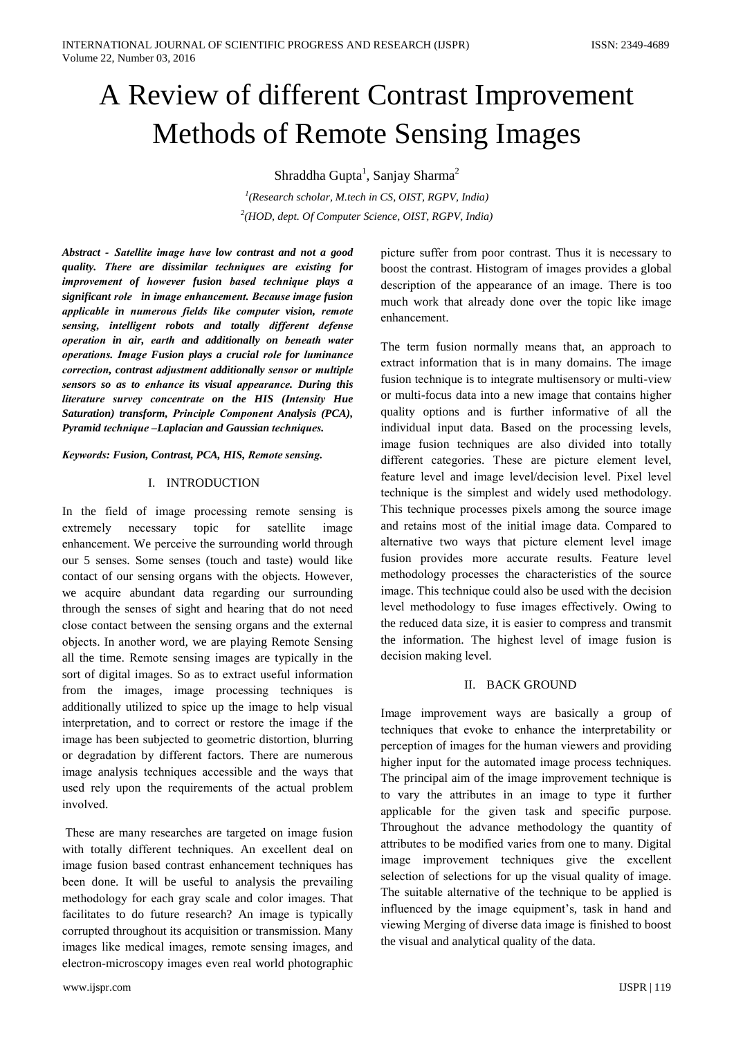# A Review of different Contrast Improvement Methods of Remote Sensing Images

Shraddha Gupta[1], Sanjay Sharma[2]

[1](Research scholar, M.tech in CS, OIST, RGPV, India)

[2](HOD, dept. Of Computer Science, OIST, RGPV, India)

***Abstract - Satellite image have low contrast and not a good quality. There are dissimilar techniques are existing for improvement of however fusion based technique plays a significant role in image enhancement. Because image fusion applicable in numerous fields like computer vision, remote sensing, intelligent robots and totally different defense operation in air, earth and additionally on beneath water operations. Image Fusion plays a crucial role for luminance correction, contrast adjustment additionally sensor or multiple sensors so as to enhance its visual appearance. During this literature survey concentrate on the HIS (Intensity Hue Saturation) transform, Principle Component Analysis (PCA), Pyramid technique –Laplacian and Gaussian techniques.***

***Keywords: Fusion, Contrast, PCA, HIS, Remote sensing.***

## I. INTRODUCTION

In the field of image processing remote sensing is extremely necessary topic for satellite image enhancement. We perceive the surrounding world through our 5 senses. Some senses (touch and taste) would like contact of our sensing organs with the objects. However, we acquire abundant data regarding our surrounding through the senses of sight and hearing that do not need close contact between the sensing organs and the external objects. In another word, we are playing Remote Sensing all the time. Remote sensing images are typically in the sort of digital images. So as to extract useful information from the images, image processing techniques is additionally utilized to spice up the image to help visual interpretation, and to correct or restore the image if the image has been subjected to geometric distortion, blurring or degradation by different factors. There are numerous image analysis techniques accessible and the ways that used rely upon the requirements of the actual problem involved.

These are many researches are targeted on image fusion with totally different techniques. An excellent deal on image fusion based contrast enhancement techniques has been done. It will be useful to analysis the prevailing methodology for each gray scale and color images. That facilitates to do future research? An image is typically corrupted throughout its acquisition or transmission. Many images like medical images, remote sensing images, and electron-microscopy images even real world photographic picture suffer from poor contrast. Thus it is necessary to boost the contrast. Histogram of images provides a global description of the appearance of an image. There is too much work that already done over the topic like image enhancement.

The term fusion normally means that, an approach to extract information that is in many domains. The image fusion technique is to integrate multisensory or multi-view or multi-focus data into a new image that contains higher quality options and is further informative of all the individual input data. Based on the processing levels, image fusion techniques are also divided into totally different categories. These are picture element level, feature level and image level/decision level. Pixel level technique is the simplest and widely used methodology. This technique processes pixels among the source image and retains most of the initial image data. Compared to alternative two ways that picture element level image fusion provides more accurate results. Feature level methodology processes the characteristics of the source image. This technique could also be used with the decision level methodology to fuse images effectively. Owing to the reduced data size, it is easier to compress and transmit the information. The highest level of image fusion is decision making level.

## II. BACK GROUND

Image improvement ways are basically a group of techniques that evoke to enhance the interpretability or perception of images for the human viewers and providing higher input for the automated image process techniques. The principal aim of the image improvement technique is to vary the attributes in an image to type it further applicable for the given task and specific purpose. Throughout the advance methodology the quantity of attributes to be modified varies from one to many. Digital image improvement techniques give the excellent selection of selections for up the visual quality of image. The suitable alternative of the technique to be applied is influenced by the image equipment's, task in hand and viewing Merging of diverse data image is finished to boost the visual and analytical quality of the data.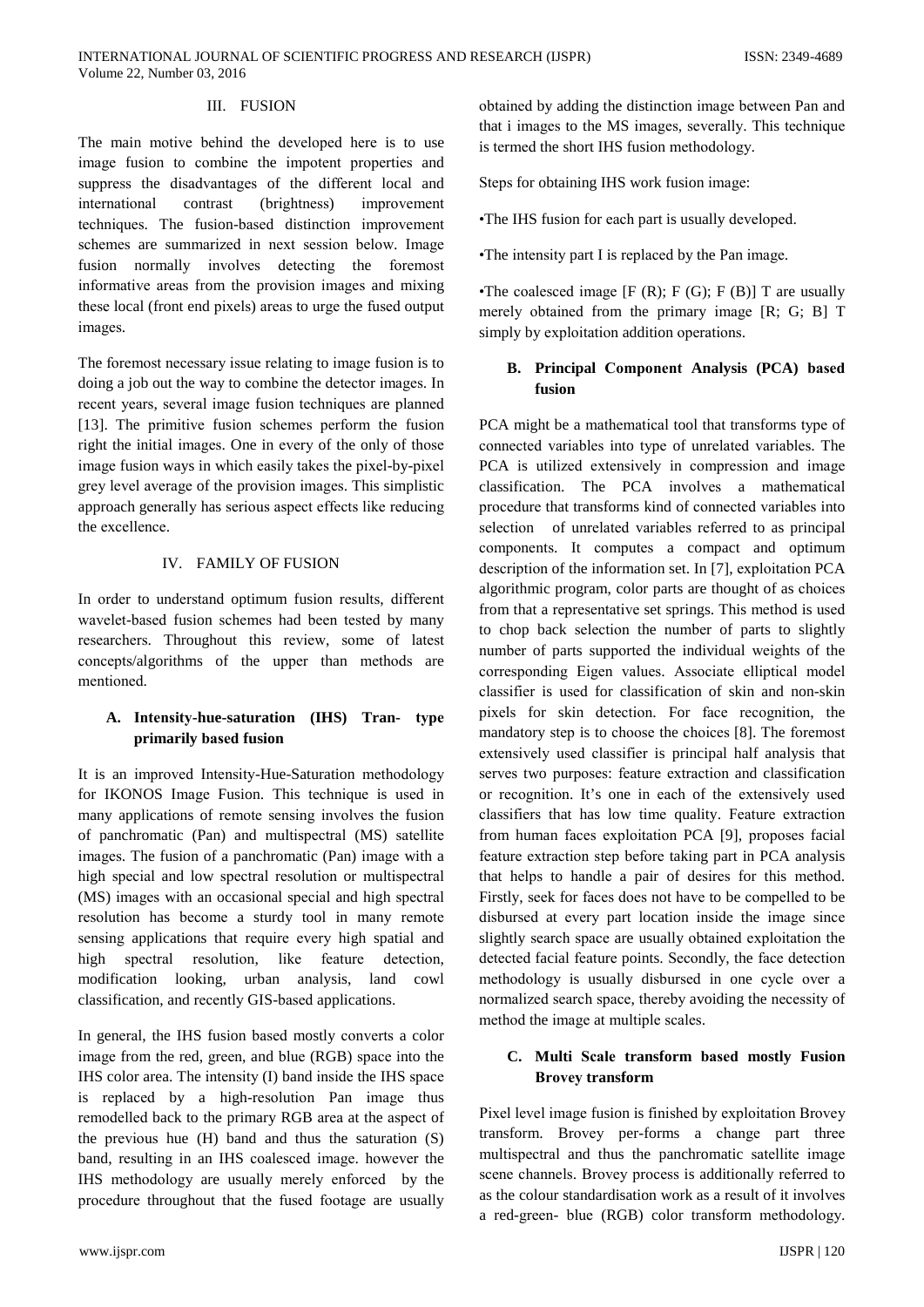## III. FUSION

The main motive behind the developed here is to use image fusion to combine the impotent properties and suppress the disadvantages of the different local and international contrast (brightness) improvement techniques. The fusion-based distinction improvement schemes are summarized in next session below. Image fusion normally involves detecting the foremost informative areas from the provision images and mixing these local (front end pixels) areas to urge the fused output images.

The foremost necessary issue relating to image fusion is to doing a job out the way to combine the detector images. In recent years, several image fusion techniques are planned [13]. The primitive fusion schemes perform the fusion right the initial images. One in every of the only of those image fusion ways in which easily takes the pixel-by-pixel grey level average of the provision images. This simplistic approach generally has serious aspect effects like reducing the excellence.

## IV. FAMILY OF FUSION

In order to understand optimum fusion results, different wavelet-based fusion schemes had been tested by many researchers. Throughout this review, some of latest concepts/algorithms of the upper than methods are mentioned.

### A. Intensity-hue-saturation (IHS) Tran- type primarily based fusion

It is an improved Intensity-Hue-Saturation methodology for IKONOS Image Fusion. This technique is used in many applications of remote sensing involves the fusion of panchromatic (Pan) and multispectral (MS) satellite images. The fusion of a panchromatic (Pan) image with a high special and low spectral resolution or multispectral (MS) images with an occasional special and high spectral resolution has become a sturdy tool in many remote sensing applications that require every high spatial and high spectral resolution, like feature detection, modification looking, urban analysis, land cowl classification, and recently GIS-based applications.

In general, the IHS fusion based mostly converts a color image from the red, green, and blue (RGB) space into the IHS color area. The intensity (I) band inside the IHS space is replaced by a high-resolution Pan image thus remodelled back to the primary RGB area at the aspect of the previous hue (H) band and thus the saturation (S) band, resulting in an IHS coalesced image. however the IHS methodology are usually merely enforced by the procedure throughout that the fused footage are usually obtained by adding the distinction image between Pan and that i images to the MS images, severally. This technique is termed the short IHS fusion methodology.

Steps for obtaining IHS work fusion image:

•The IHS fusion for each part is usually developed.

•The intensity part I is replaced by the Pan image.

•The coalesced image [F (R); F (G); F (B)] T are usually merely obtained from the primary image [R; G; B] T simply by exploitation addition operations.

### B. Principal Component Analysis (PCA) based fusion

PCA might be a mathematical tool that transforms type of connected variables into type of unrelated variables. The PCA is utilized extensively in compression and image classification. The PCA involves a mathematical procedure that transforms kind of connected variables into selection of unrelated variables referred to as principal components. It computes a compact and optimum description of the information set. In [7], exploitation PCA algorithmic program, color parts are thought of as choices from that a representative set springs. This method is used to chop back selection the number of parts to slightly number of parts supported the individual weights of the corresponding Eigen values. Associate elliptical model classifier is used for classification of skin and non-skin pixels for skin detection. For face recognition, the mandatory step is to choose the choices [8]. The foremost extensively used classifier is principal half analysis that serves two purposes: feature extraction and classification or recognition. It's one in each of the extensively used classifiers that has low time quality. Feature extraction from human faces exploitation PCA [9], proposes facial feature extraction step before taking part in PCA analysis that helps to handle a pair of desires for this method. Firstly, seek for faces does not have to be compelled to be disbursed at every part location inside the image since slightly search space are usually obtained exploitation the detected facial feature points. Secondly, the face detection methodology is usually disbursed in one cycle over a normalized search space, thereby avoiding the necessity of method the image at multiple scales.

### C. Multi Scale transform based mostly Fusion Brovey transform

Pixel level image fusion is finished by exploitation Brovey transform. Brovey per-forms a change part three multispectral and thus the panchromatic satellite image scene channels. Brovey process is additionally referred to as the colour standardisation work as a result of it involves a red-green- blue (RGB) color transform methodology.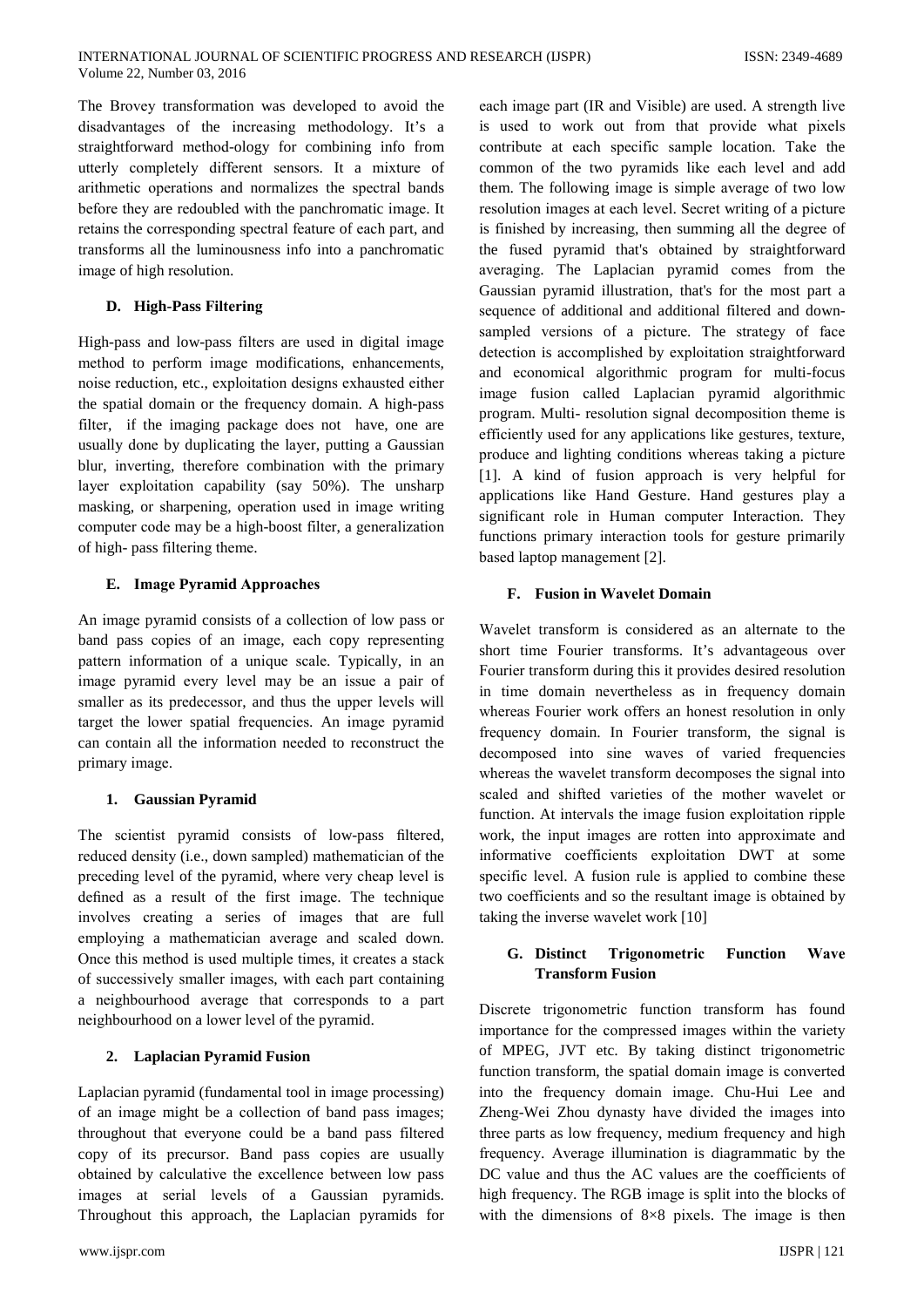The Brovey transformation was developed to avoid the disadvantages of the increasing methodology. It's a straightforward method-ology for combining info from utterly completely different sensors. It a mixture of arithmetic operations and normalizes the spectral bands before they are redoubled with the panchromatic image. It retains the corresponding spectral feature of each part, and transforms all the luminousness info into a panchromatic image of high resolution.

### D. High-Pass Filtering

High-pass and low-pass filters are used in digital image method to perform image modifications, enhancements, noise reduction, etc., exploitation designs exhausted either the spatial domain or the frequency domain. A high-pass filter, if the imaging package does not have, one are usually done by duplicating the layer, putting a Gaussian blur, inverting, therefore combination with the primary layer exploitation capability (say 50%). The unsharp masking, or sharpening, operation used in image writing computer code may be a high-boost filter, a generalization of high- pass filtering theme.

### E. Image Pyramid Approaches

An image pyramid consists of a collection of low pass or band pass copies of an image, each copy representing pattern information of a unique scale. Typically, in an image pyramid every level may be an issue a pair of smaller as its predecessor, and thus the upper levels will target the lower spatial frequencies. An image pyramid can contain all the information needed to reconstruct the primary image.

#### 1. Gaussian Pyramid

The scientist pyramid consists of low-pass filtered, reduced density (i.e., down sampled) mathematician of the preceding level of the pyramid, where very cheap level is defined as a result of the first image. The technique involves creating a series of images that are full employing a mathematician average and scaled down. Once this method is used multiple times, it creates a stack of successively smaller images, with each part containing a neighbourhood average that corresponds to a part neighbourhood on a lower level of the pyramid.

#### 2. Laplacian Pyramid Fusion

Laplacian pyramid (fundamental tool in image processing) of an image might be a collection of band pass images; throughout that everyone could be a band pass filtered copy of its precursor. Band pass copies are usually obtained by calculative the excellence between low pass images at serial levels of a Gaussian pyramids. Throughout this approach, the Laplacian pyramids for each image part (IR and Visible) are used. A strength live is used to work out from that provide what pixels contribute at each specific sample location. Take the common of the two pyramids like each level and add them. The following image is simple average of two low resolution images at each level. Secret writing of a picture is finished by increasing, then summing all the degree of the fused pyramid that's obtained by straightforward averaging. The Laplacian pyramid comes from the Gaussian pyramid illustration, that's for the most part a sequence of additional and additional filtered and down-sampled versions of a picture. The strategy of face detection is accomplished by exploitation straightforward and economical algorithmic program for multi-focus image fusion called Laplacian pyramid algorithmic program. Multi- resolution signal decomposition theme is efficiently used for any applications like gestures, texture, produce and lighting conditions whereas taking a picture [1]. A kind of fusion approach is very helpful for applications like Hand Gesture. Hand gestures play a significant role in Human computer Interaction. They functions primary interaction tools for gesture primarily based laptop management [2].

### F. Fusion in Wavelet Domain

Wavelet transform is considered as an alternate to the short time Fourier transforms. It's advantageous over Fourier transform during this it provides desired resolution in time domain nevertheless as in frequency domain whereas Fourier work offers an honest resolution in only frequency domain. In Fourier transform, the signal is decomposed into sine waves of varied frequencies whereas the wavelet transform decomposes the signal into scaled and shifted varieties of the mother wavelet or function. At intervals the image fusion exploitation ripple work, the input images are rotten into approximate and informative coefficients exploitation DWT at some specific level. A fusion rule is applied to combine these two coefficients and so the resultant image is obtained by taking the inverse wavelet work [10]

### G. Distinct Trigonometric Function Wave Transform Fusion

Discrete trigonometric function transform has found importance for the compressed images within the variety of MPEG, JVT etc. By taking distinct trigonometric function transform, the spatial domain image is converted into the frequency domain image. Chu-Hui Lee and Zheng-Wei Zhou dynasty have divided the images into three parts as low frequency, medium frequency and high frequency. Average illumination is diagrammatic by the DC value and thus the AC values are the coefficients of high frequency. The RGB image is split into the blocks of with the dimensions of 8×8 pixels. The image is then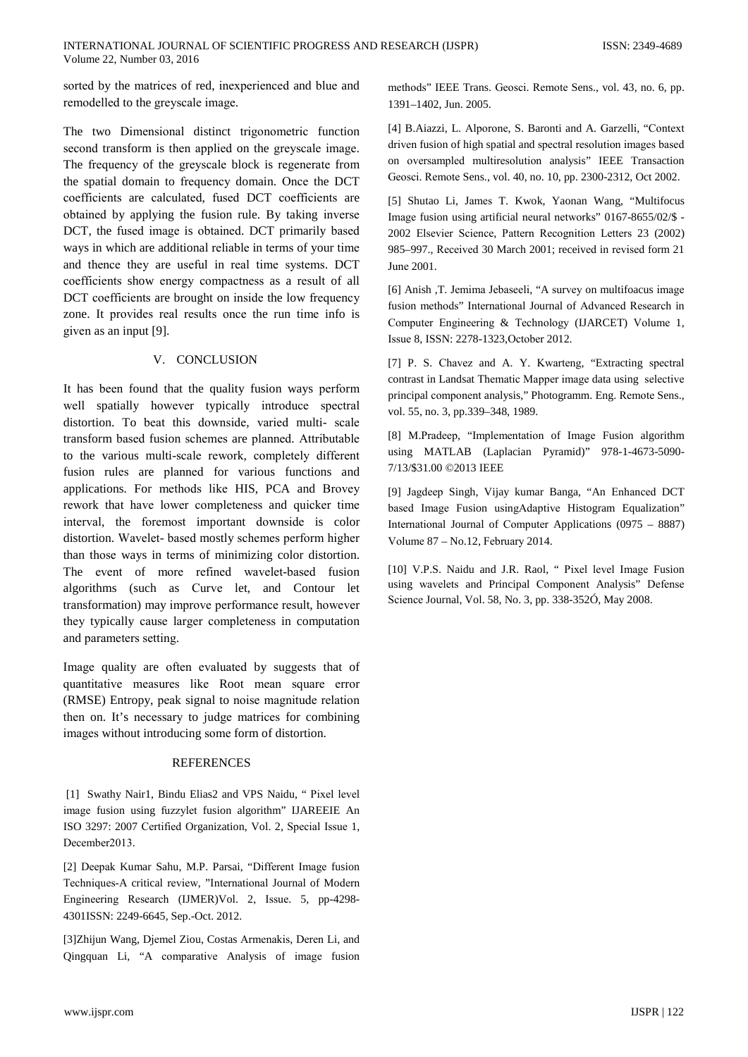sorted by the matrices of red, inexperienced and blue and remodelled to the greyscale image.

The two Dimensional distinct trigonometric function second transform is then applied on the greyscale image. The frequency of the greyscale block is regenerate from the spatial domain to frequency domain. Once the DCT coefficients are calculated, fused DCT coefficients are obtained by applying the fusion rule. By taking inverse DCT, the fused image is obtained. DCT primarily based ways in which are additional reliable in terms of your time and thence they are useful in real time systems. DCT coefficients show energy compactness as a result of all DCT coefficients are brought on inside the low frequency zone. It provides real results once the run time info is given as an input [9].

## V. CONCLUSION

It has been found that the quality fusion ways perform well spatially however typically introduce spectral distortion. To beat this downside, varied multi- scale transform based fusion schemes are planned. Attributable to the various multi-scale rework, completely different fusion rules are planned for various functions and applications. For methods like HIS, PCA and Brovey rework that have lower completeness and quicker time interval, the foremost important downside is color distortion. Wavelet- based mostly schemes perform higher than those ways in terms of minimizing color distortion. The event of more refined wavelet-based fusion algorithms (such as Curve let, and Contour let transformation) may improve performance result, however they typically cause larger completeness in computation and parameters setting.

Image quality are often evaluated by suggests that of quantitative measures like Root mean square error (RMSE) Entropy, peak signal to noise magnitude relation then on. It's necessary to judge matrices for combining images without introducing some form of distortion.

## REFERENCES

[1] Swathy Nair1, Bindu Elias2 and VPS Naidu, " Pixel level image fusion using fuzzylet fusion algorithm" IJAREEIE An ISO 3297: 2007 Certified Organization, Vol. 2, Special Issue 1, December2013.

[2] Deepak Kumar Sahu, M.P. Parsai, "Different Image fusion Techniques-A critical review, "International Journal of Modern Engineering Research (IJMER)Vol. 2, Issue. 5, pp-4298-4301ISSN: 2249-6645, Sep.-Oct. 2012.

[3]Zhijun Wang, Djemel Ziou, Costas Armenakis, Deren Li, and Qingquan Li, "A comparative Analysis of image fusion methods" IEEE Trans. Geosci. Remote Sens., vol. 43, no. 6, pp. 1391–1402, Jun. 2005.

[4] B.Aiazzi, L. Alporone, S. Baronti and A. Garzelli, "Context driven fusion of high spatial and spectral resolution images based on oversampled multiresolution analysis" IEEE Transaction Geosci. Remote Sens., vol. 40, no. 10, pp. 2300-2312, Oct 2002.

[5] Shutao Li, James T. Kwok, Yaonan Wang, "Multifocus Image fusion using artificial neural networks" 0167-8655/02/$ - 2002 Elsevier Science, Pattern Recognition Letters 23 (2002) 985–997., Received 30 March 2001; received in revised form 21 June 2001.

[6] Anish ,T. Jemima Jebaseeli, "A survey on multifoacus image fusion methods" International Journal of Advanced Research in Computer Engineering & Technology (IJARCET) Volume 1, Issue 8, ISSN: 2278-1323,October 2012.

[7] P. S. Chavez and A. Y. Kwarteng, "Extracting spectral contrast in Landsat Thematic Mapper image data using selective principal component analysis," Photogramm. Eng. Remote Sens., vol. 55, no. 3, pp.339–348, 1989.

[8] M.Pradeep, "Implementation of Image Fusion algorithm using MATLAB (Laplacian Pyramid)" 978-1-4673-5090-7/13/$31.00 ©2013 IEEE

[9] Jagdeep Singh, Vijay kumar Banga, "An Enhanced DCT based Image Fusion usingAdaptive Histogram Equalization" International Journal of Computer Applications (0975 – 8887) Volume 87 – No.12, February 2014.

[10] V.P.S. Naidu and J.R. Raol, " Pixel level Image Fusion using wavelets and Principal Component Analysis" Defense Science Journal, Vol. 58, No. 3, pp. 338-352Ó, May 2008.